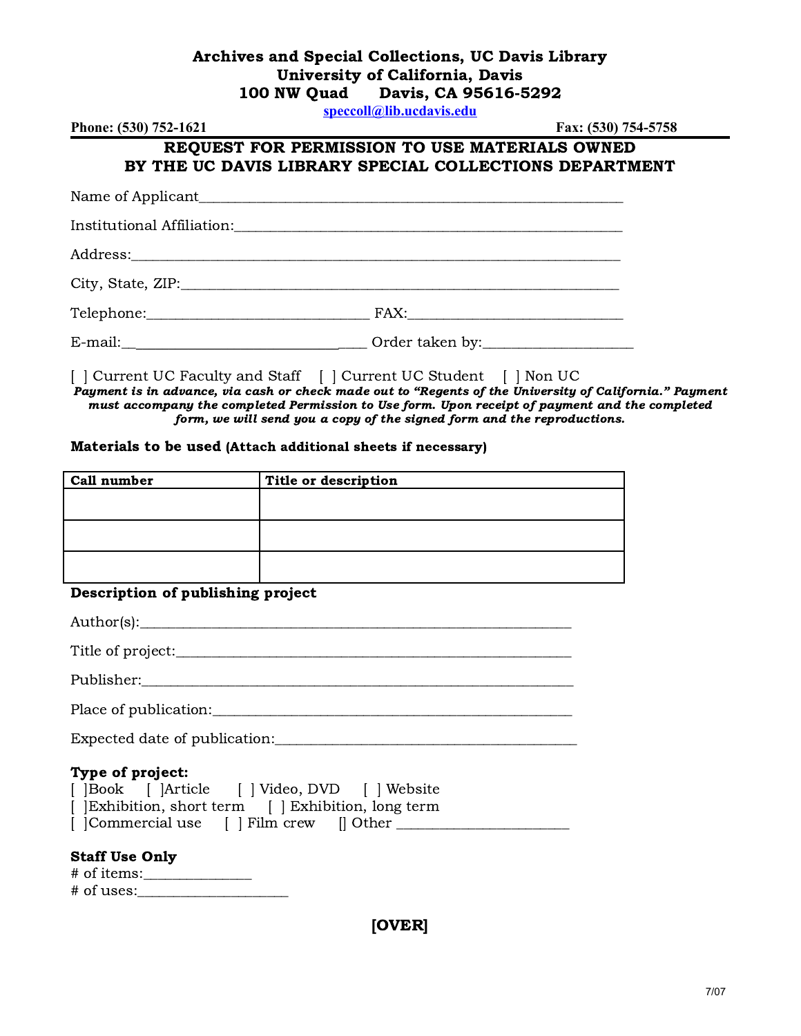**Archives and Special Collections, UC Davis Library**
**University of California, Davis**
**100 NW Quad Davis, CA 95616-5292**
speccoll@lib.ucdavis.edu

**Phone: (530) 752-1621** **Fax: (530) 754-5758**

## REQUEST FOR PERMISSION TO USE MATERIALS OWNED BY THE UC DAVIS LIBRARY SPECIAL COLLECTIONS DEPARTMENT

Name of Applicant_______________________________________________

Institutional Affiliation:__________________________________________

Address:_______________________________________________________

City, State, ZIP:_________________________________________________

Telephone:______________________ FAX:_______________________

E-mail:__________________________ Order taken by:_______________

[ ] Current UC Faculty and Staff [ ] Current UC Student [ ] Non UC

***Payment is in advance, via cash or check made out to "Regents of the University of California." Payment must accompany the completed Permission to Use form. Upon receipt of payment and the completed form, we will send you a copy of the signed form and the reproductions.***

**Materials to be used (Attach additional sheets if necessary)**

| Call number | Title or description |
|---|---|
| | |
| | |
| | |

**Description of publishing project**

Author(s):_______________________________________________

Title of project:_________________________________________

Publisher:_______________________________________________

Place of publication:______________________________________

Expected date of publication:_______________________________

**Type of project:**
[ ]Book [ ]Article [ ] Video, DVD [ ] Website
[ ]Exhibition, short term [ ] Exhibition, long term
[ ]Commercial use [ ] Film crew [] Other ____________________

**Staff Use Only**
# of items:____________
# of uses:_________________

**[OVER]**

7/07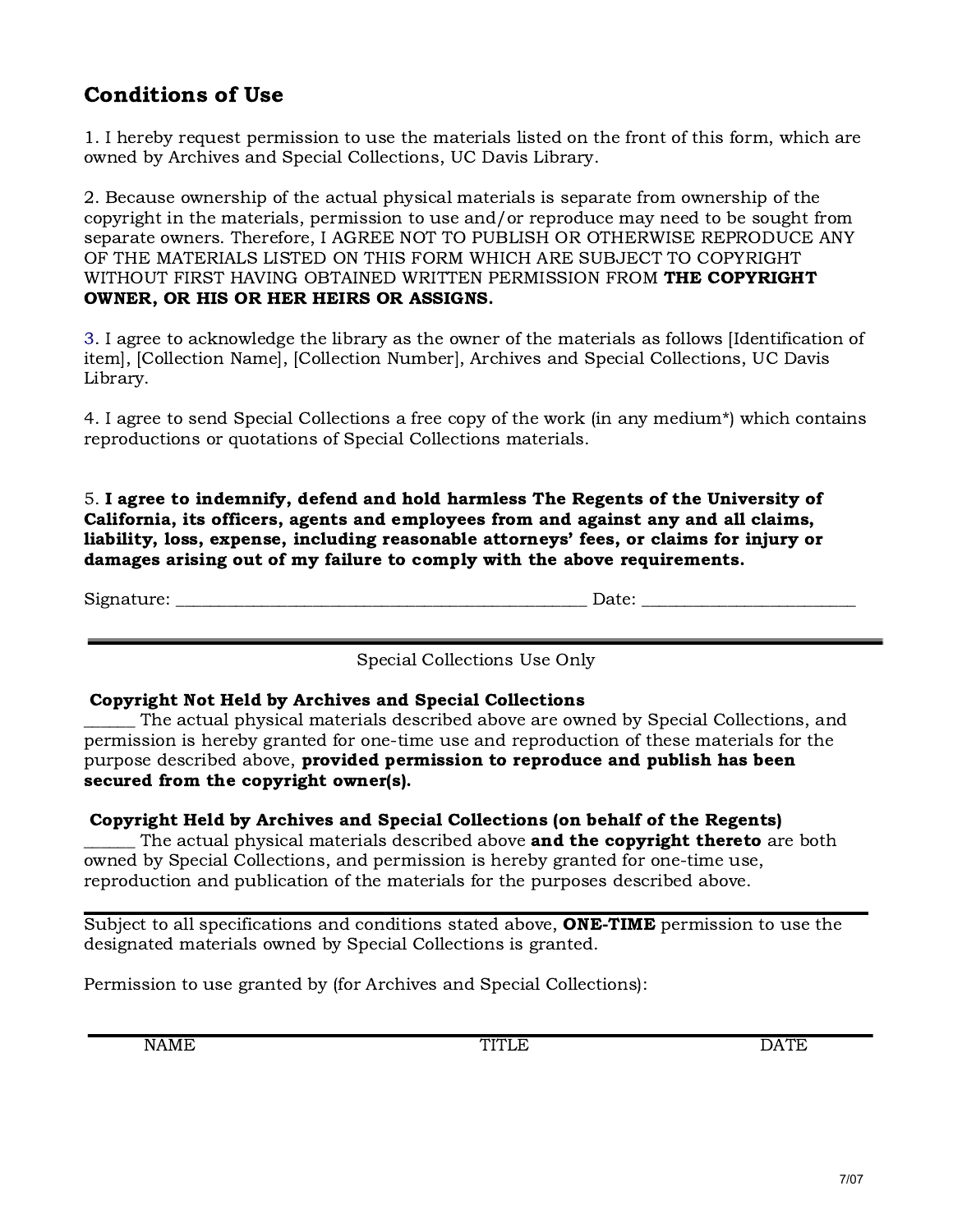## Conditions of Use

1. I hereby request permission to use the materials listed on the front of this form, which are owned by Archives and Special Collections, UC Davis Library.

2. Because ownership of the actual physical materials is separate from ownership of the copyright in the materials, permission to use and/or reproduce may need to be sought from separate owners. Therefore, I AGREE NOT TO PUBLISH OR OTHERWISE REPRODUCE ANY OF THE MATERIALS LISTED ON THIS FORM WHICH ARE SUBJECT TO COPYRIGHT WITHOUT FIRST HAVING OBTAINED WRITTEN PERMISSION FROM **THE COPYRIGHT OWNER, OR HIS OR HER HEIRS OR ASSIGNS.**

3. I agree to acknowledge the library as the owner of the materials as follows [Identification of item], [Collection Name], [Collection Number], Archives and Special Collections, UC Davis Library.

4. I agree to send Special Collections a free copy of the work (in any medium*) which contains reproductions or quotations of Special Collections materials.

5. **I agree to indemnify, defend and hold harmless The Regents of the University of California, its officers, agents and employees from and against any and all claims, liability, loss, expense, including reasonable attorneys' fees, or claims for injury or damages arising out of my failure to comply with the above requirements.**

Signature: ________________________________________________ Date: ________________________

---

Special Collections Use Only

**Copyright Not Held by Archives and Special Collections**

______ The actual physical materials described above are owned by Special Collections, and permission is hereby granted for one-time use and reproduction of these materials for the purpose described above, **provided permission to reproduce and publish has been secured from the copyright owner(s).**

**Copyright Held by Archives and Special Collections (on behalf of the Regents)**

______ The actual physical materials described above **and the copyright thereto** are both owned by Special Collections, and permission is hereby granted for one-time use, reproduction and publication of the materials for the purposes described above.

---

Subject to all specifications and conditions stated above, **ONE-TIME** permission to use the designated materials owned by Special Collections is granted.

Permission to use granted by (for Archives and Special Collections):

______________________________________________________________________________

NAME TITLE DATE

7/07